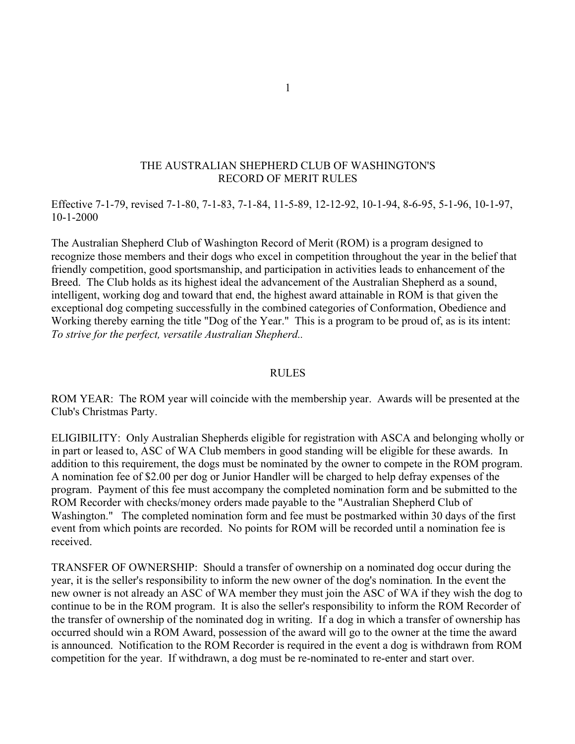# THE AUSTRALIAN SHEPHERD CLUB OF WASHINGTON'S RECORD OF MERIT RULES

Effective 7-1-79, revised 7-1-80, 7-1-83, 7-1-84, 11-5-89, 12-12-92, 10-1-94, 8-6-95, 5-1-96, 10-1-97, 10-1-2000

The Australian Shepherd Club of Washington Record of Merit (ROM) is a program designed to recognize those members and their dogs who excel in competition throughout the year in the belief that friendly competition, good sportsmanship, and participation in activities leads to enhancement of the Breed. The Club holds as its highest ideal the advancement of the Australian Shepherd as a sound, intelligent, working dog and toward that end, the highest award attainable in ROM is that given the exceptional dog competing successfully in the combined categories of Conformation, Obedience and Working thereby earning the title "Dog of the Year." This is a program to be proud of, as is its intent: *To strive for the perfect, versatile Australian Shepherd..*

## RULES

ROM YEAR: The ROM year will coincide with the membership year. Awards will be presented at the Club's Christmas Party.

ELIGIBILITY: Only Australian Shepherds eligible for registration with ASCA and belonging wholly or in part or leased to, ASC of WA Club members in good standing will be eligible for these awards. In addition to this requirement, the dogs must be nominated by the owner to compete in the ROM program. A nomination fee of $2.00 per dog or Junior Handler will be charged to help defray expenses of the program. Payment of this fee must accompany the completed nomination form and be submitted to the ROM Recorder with checks/money orders made payable to the "Australian Shepherd Club of Washington." The completed nomination form and fee must be postmarked within 30 days of the first event from which points are recorded. No points for ROM will be recorded until a nomination fee is received.

TRANSFER OF OWNERSHIP: Should a transfer of ownership on a nominated dog occur during the year, it is the seller's responsibility to inform the new owner of the dog's nomination. In the event the new owner is not already an ASC of WA member they must join the ASC of WA if they wish the dog to continue to be in the ROM program. It is also the seller's responsibility to inform the ROM Recorder of the transfer of ownership of the nominated dog in writing. If a dog in which a transfer of ownership has occurred should win a ROM Award, possession of the award will go to the owner at the time the award is announced. Notification to the ROM Recorder is required in the event a dog is withdrawn from ROM competition for the year. If withdrawn, a dog must be re-nominated to re-enter and start over.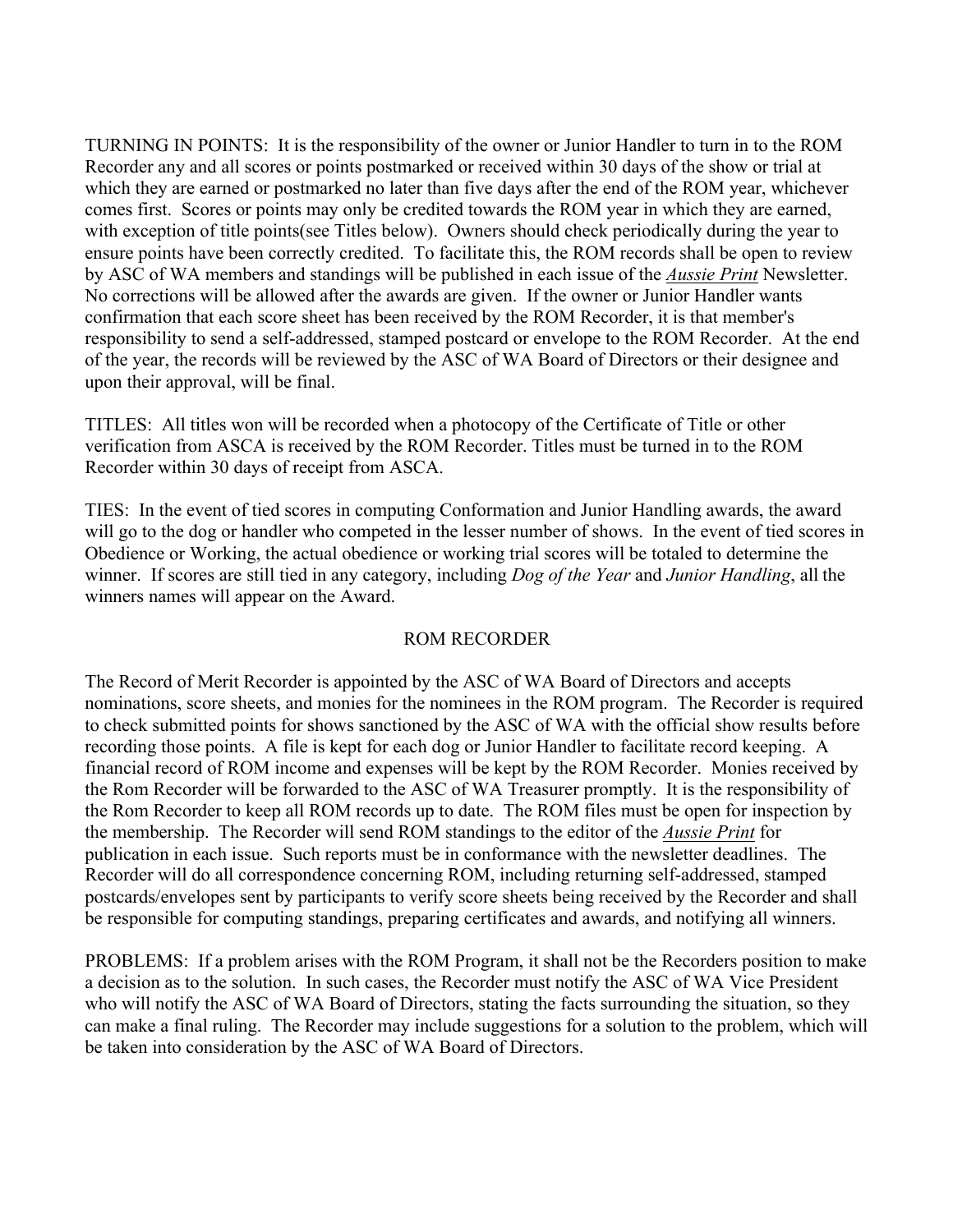TURNING IN POINTS: It is the responsibility of the owner or Junior Handler to turn in to the ROM Recorder any and all scores or points postmarked or received within 30 days of the show or trial at which they are earned or postmarked no later than five days after the end of the ROM year, whichever comes first. Scores or points may only be credited towards the ROM year in which they are earned, with exception of title points(see Titles below). Owners should check periodically during the year to ensure points have been correctly credited. To facilitate this, the ROM records shall be open to review by ASC of WA members and standings will be published in each issue of the ***Aussie Print*** Newsletter. No corrections will be allowed after the awards are given. If the owner or Junior Handler wants confirmation that each score sheet has been received by the ROM Recorder, it is that member's responsibility to send a self-addressed, stamped postcard or envelope to the ROM Recorder. At the end of the year, the records will be reviewed by the ASC of WA Board of Directors or their designee and upon their approval, will be final.

TITLES: All titles won will be recorded when a photocopy of the Certificate of Title or other verification from ASCA is received by the ROM Recorder. Titles must be turned in to the ROM Recorder within 30 days of receipt from ASCA.

TIES: In the event of tied scores in computing Conformation and Junior Handling awards, the award will go to the dog or handler who competed in the lesser number of shows. In the event of tied scores in Obedience or Working, the actual obedience or working trial scores will be totaled to determine the winner. If scores are still tied in any category, including *Dog of the Year* and *Junior Handling*, all the winners names will appear on the Award.

## ROM RECORDER

The Record of Merit Recorder is appointed by the ASC of WA Board of Directors and accepts nominations, score sheets, and monies for the nominees in the ROM program. The Recorder is required to check submitted points for shows sanctioned by the ASC of WA with the official show results before recording those points. A file is kept for each dog or Junior Handler to facilitate record keeping. A financial record of ROM income and expenses will be kept by the ROM Recorder. Monies received by the Rom Recorder will be forwarded to the ASC of WA Treasurer promptly. It is the responsibility of the Rom Recorder to keep all ROM records up to date. The ROM files must be open for inspection by the membership. The Recorder will send ROM standings to the editor of the ***Aussie Print*** for publication in each issue. Such reports must be in conformance with the newsletter deadlines. The Recorder will do all correspondence concerning ROM, including returning self-addressed, stamped postcards/envelopes sent by participants to verify score sheets being received by the Recorder and shall be responsible for computing standings, preparing certificates and awards, and notifying all winners.

PROBLEMS: If a problem arises with the ROM Program, it shall not be the Recorders position to make a decision as to the solution. In such cases, the Recorder must notify the ASC of WA Vice President who will notify the ASC of WA Board of Directors, stating the facts surrounding the situation, so they can make a final ruling. The Recorder may include suggestions for a solution to the problem, which will be taken into consideration by the ASC of WA Board of Directors.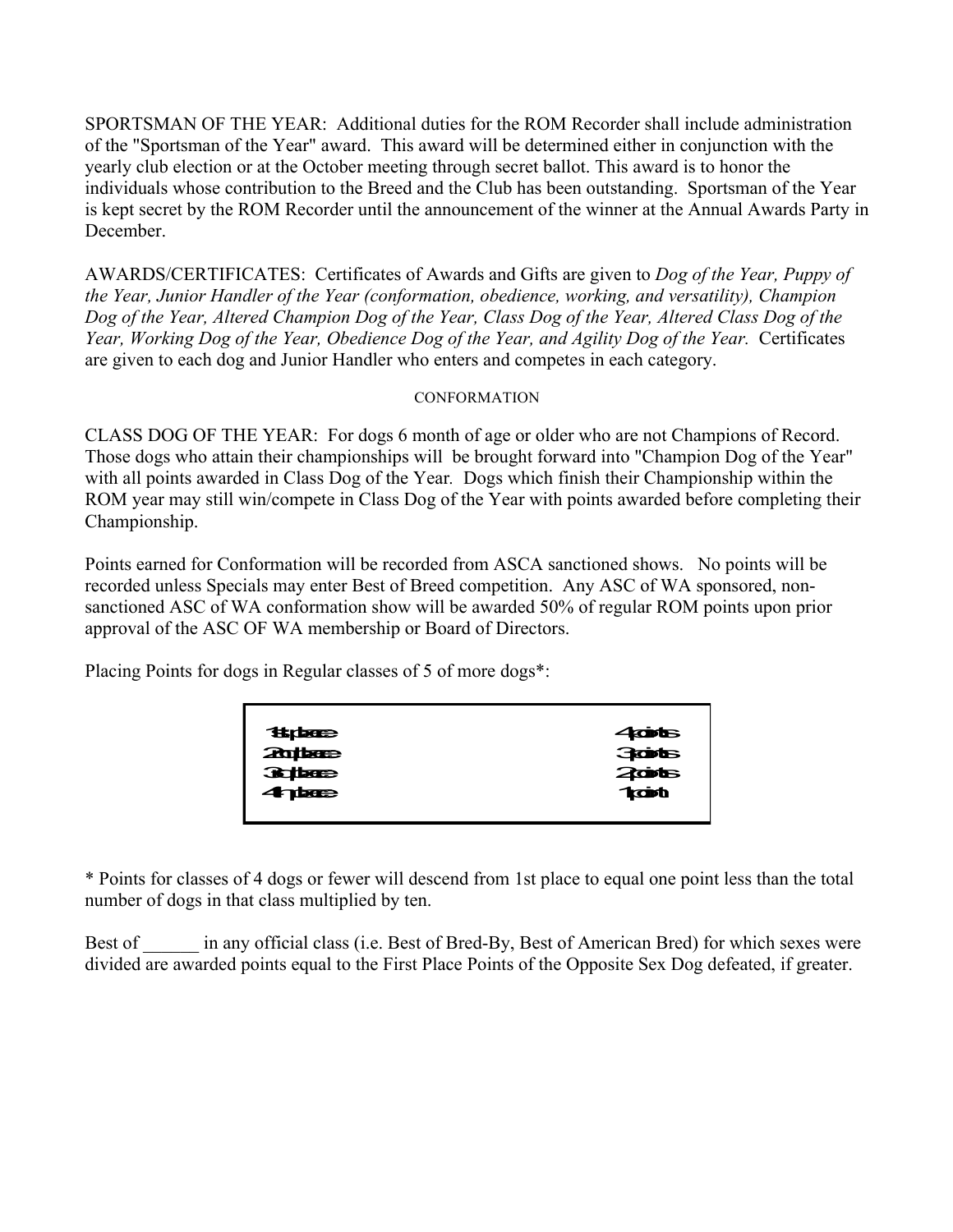SPORTSMAN OF THE YEAR: Additional duties for the ROM Recorder shall include administration of the "Sportsman of the Year" award. This award will be determined either in conjunction with the yearly club election or at the October meeting through secret ballot. This award is to honor the individuals whose contribution to the Breed and the Club has been outstanding. Sportsman of the Year is kept secret by the ROM Recorder until the announcement of the winner at the Annual Awards Party in December.

AWARDS/CERTIFICATES: Certificates of Awards and Gifts are given to *Dog of the Year, Puppy of the Year, Junior Handler of the Year (conformation, obedience, working, and versatility), Champion Dog of the Year, Altered Champion Dog of the Year, Class Dog of the Year, Altered Class Dog of the Year, Working Dog of the Year, Obedience Dog of the Year, and Agility Dog of the Year.* Certificates are given to each dog and Junior Handler who enters and competes in each category.

## CONFORMATION

CLASS DOG OF THE YEAR: For dogs 6 month of age or older who are not Champions of Record. Those dogs who attain their championships will be brought forward into "Champion Dog of the Year" with all points awarded in Class Dog of the Year. Dogs which finish their Championship within the ROM year may still win/compete in Class Dog of the Year with points awarded before completing their Championship.

Points earned for Conformation will be recorded from ASCA sanctioned shows. No points will be recorded unless Specials may enter Best of Breed competition. Any ASC of WA sponsored, non-sanctioned ASC of WA conformation show will be awarded 50% of regular ROM points upon prior approval of the ASC OF WA membership or Board of Directors.

Placing Points for dogs in Regular classes of 5 of more dogs*:

| Placement | Points |
|---|---|
| 1st place | 4 points |
| 2nd place | 3 points |
| 3rd place | 2 points |
| 4th place | 1 point |

* Points for classes of 4 dogs or fewer will descend from 1st place to equal one point less than the total number of dogs in that class multiplied by ten.

Best of ______ in any official class (i.e. Best of Bred-By, Best of American Bred) for which sexes were divided are awarded points equal to the First Place Points of the Opposite Sex Dog defeated, if greater.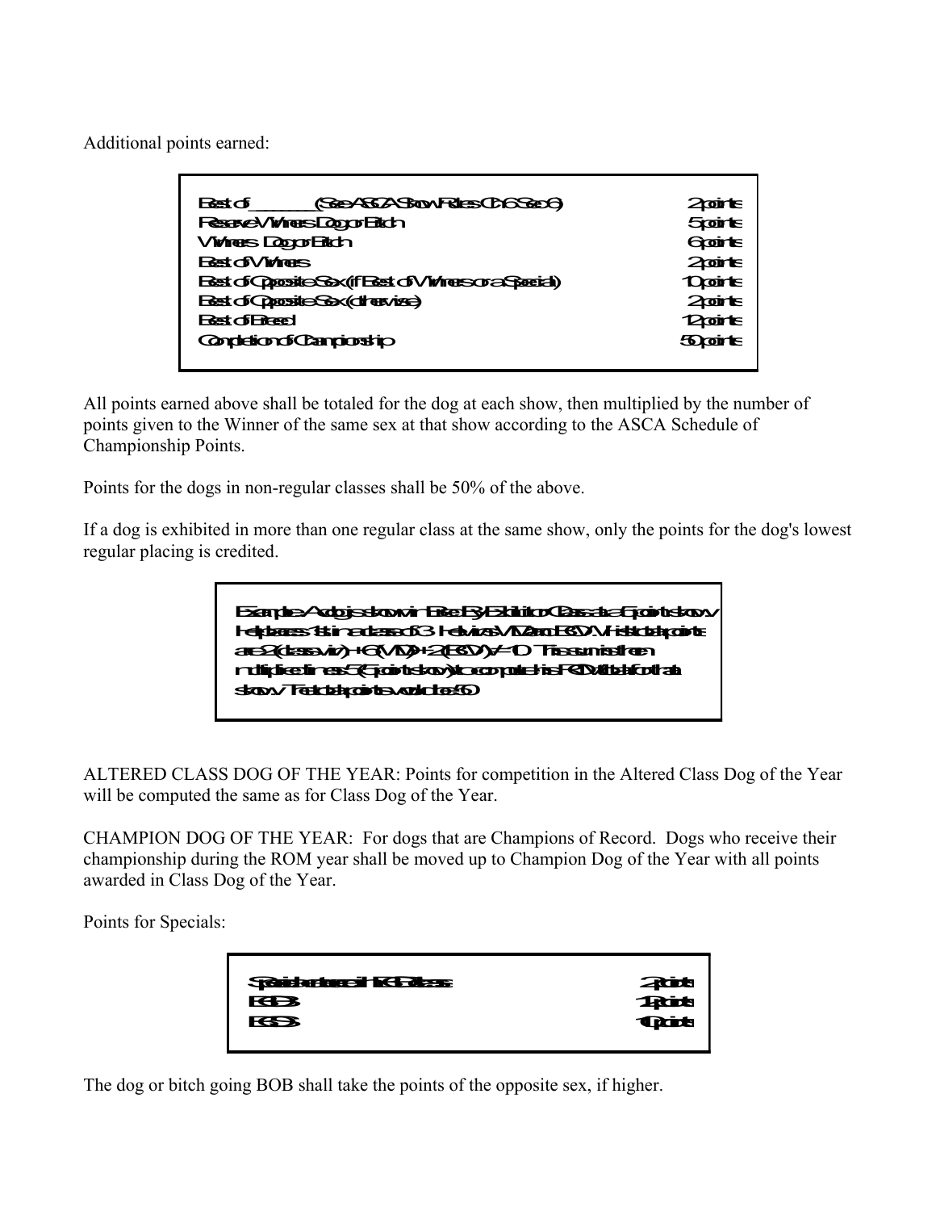Additional points earned:

| | |
|---|---|
| Best of ______ (See ASCA Show Rules Ch 6 Sec 6) | 2 points |
| Reserve Winners Dog or Bitch | 5 points |
| Winners Dog or Bitch | 6 points |
| Best of Winners | 2 points |
| Best of Opposite Sex (if Best of Winners or a Special) | 10 points |
| Best of Opposite Sex (otherwise) | 2 points |
| Best of Breed | 12 points |
| Completion of Championship | 50 points |

All points earned above shall be totaled for the dog at each show, then multiplied by the number of points given to the Winner of the same sex at that show according to the ASCA Schedule of Championship Points.

Points for the dogs in non-regular classes shall be 50% of the above.

If a dog is exhibited in more than one regular class at the same show, only the points for the dog's lowest regular placing is credited.

> Example: A dog is shown in Bred By Exhibitor Class at a 5 point show. He places 1st in a class of 3. He wins WD and BOW. His total points are 2 (class win) + 6 (WD) + 2 (BOW) = 10. This sum is then multiplied times 5 (5 point show) to compute his ROM total for that show. The total points would be 50.

ALTERED CLASS DOG OF THE YEAR: Points for competition in the Altered Class Dog of the Year will be computed the same as for Class Dog of the Year.

CHAMPION DOG OF THE YEAR: For dogs that are Champions of Record. Dogs who receive their championship during the ROM year shall be moved up to Champion Dog of the Year with all points awarded in Class Dog of the Year.

Points for Specials:

| | |
|---|---|
| Specials entered in BOB class | 2 points |
| BOB | 12 points |
| BOS | 10 points |

The dog or bitch going BOB shall take the points of the opposite sex, if higher.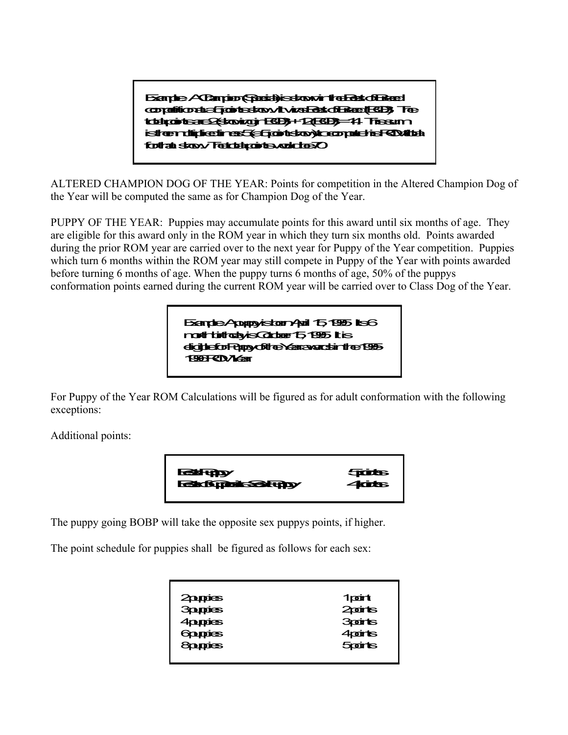> Example: A Champion (Special) is shown in the Best of Breed competition at a 5 points show. It wins Best of Breed (BOB). The total points are 2 (showing in BOB) + 12 (BOB) = 14. This sum is then multiplied times 5 (a 5 points show) to compute his ROM total for that show. The total points would be 70.

ALTERED CHAMPION DOG OF THE YEAR: Points for competition in the Altered Champion Dog of the Year will be computed the same as for Champion Dog of the Year.

PUPPY OF THE YEAR: Puppies may accumulate points for this award until six months of age. They are eligible for this award only in the ROM year in which they turn six months old. Points awarded during the prior ROM year are carried over to the next year for Puppy of the Year competition. Puppies which turn 6 months within the ROM year may still compete in Puppy of the Year with points awarded before turning 6 months of age. When the puppy turns 6 months of age, 50% of the puppys conformation points earned during the current ROM year will be carried over to Class Dog of the Year.

> Example: A puppy is born April 15, 1995. Its 6 month birthday is October 15, 1995. It is eligible for Puppy of the Year awards in the 1995-1996 ROM Year.

For Puppy of the Year ROM Calculations will be figured as for adult conformation with the following exceptions:

Additional points:

| | |
|---|---|
| Best Puppy | 5 points |
| Best of Opposite Sex Puppy | 4 points |

The puppy going BOBP will take the opposite sex puppys points, if higher.

The point schedule for puppies shall be figured as follows for each sex:

| | |
|---|---|
| 2 puppies | 1 point |
| 3 puppies | 2 points |
| 4 puppies | 3 points |
| 6 puppies | 4 points |
| 8 puppies | 5 points |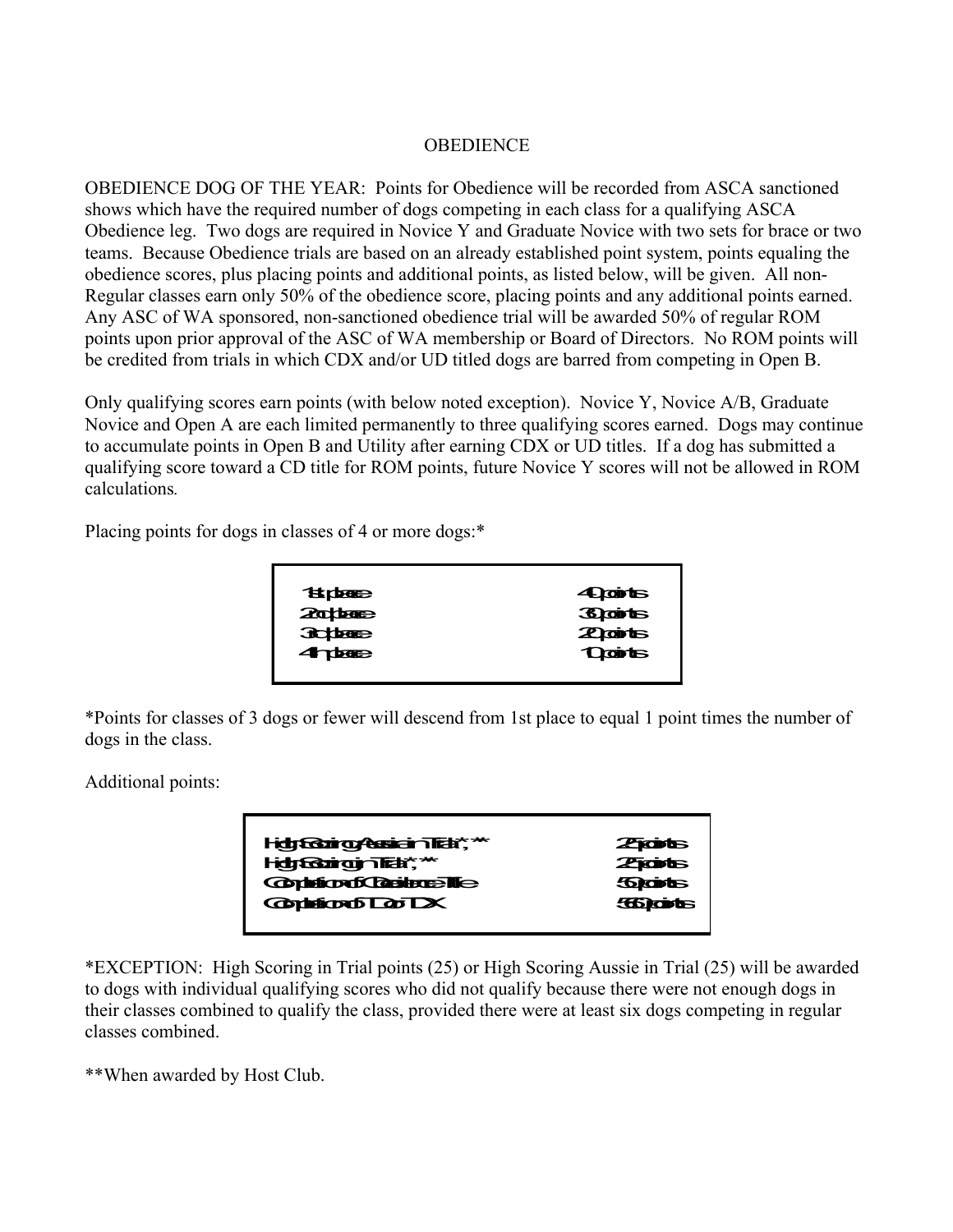OBEDIENCE

OBEDIENCE DOG OF THE YEAR: Points for Obedience will be recorded from ASCA sanctioned shows which have the required number of dogs competing in each class for a qualifying ASCA Obedience leg. Two dogs are required in Novice Y and Graduate Novice with two sets for brace or two teams. Because Obedience trials are based on an already established point system, points equaling the obedience scores, plus placing points and additional points, as listed below, will be given. All non-Regular classes earn only 50% of the obedience score, placing points and any additional points earned. Any ASC of WA sponsored, non-sanctioned obedience trial will be awarded 50% of regular ROM points upon prior approval of the ASC of WA membership or Board of Directors. No ROM points will be credited from trials in which CDX and/or UD titled dogs are barred from competing in Open B.

Only qualifying scores earn points (with below noted exception). Novice Y, Novice A/B, Graduate Novice and Open A are each limited permanently to three qualifying scores earned. Dogs may continue to accumulate points in Open B and Utility after earning CDX or UD titles. If a dog has submitted a qualifying score toward a CD title for ROM points, future Novice Y scores will not be allowed in ROM calculations.

Placing points for dogs in classes of 4 or more dogs:*

| | |
|---|---|
| 1st place | 40 points |
| 2nd place | 30 points |
| 3rd place | 20 points |
| 4th place | 10 points |

*Points for classes of 3 dogs or fewer will descend from 1st place to equal 1 point times the number of dogs in the class.

Additional points:

| | |
|---|---|
| High Scoring Aussie in Trial*,** | 25 points |
| High Scoring in Trial*,** | 25 points |
| Completion of Obedience Title | 50 points |
| Completion of UD or UDX | 65 points |

*EXCEPTION: High Scoring in Trial points (25) or High Scoring Aussie in Trial (25) will be awarded to dogs with individual qualifying scores who did not qualify because there were not enough dogs in their classes combined to qualify the class, provided there were at least six dogs competing in regular classes combined.

**When awarded by Host Club.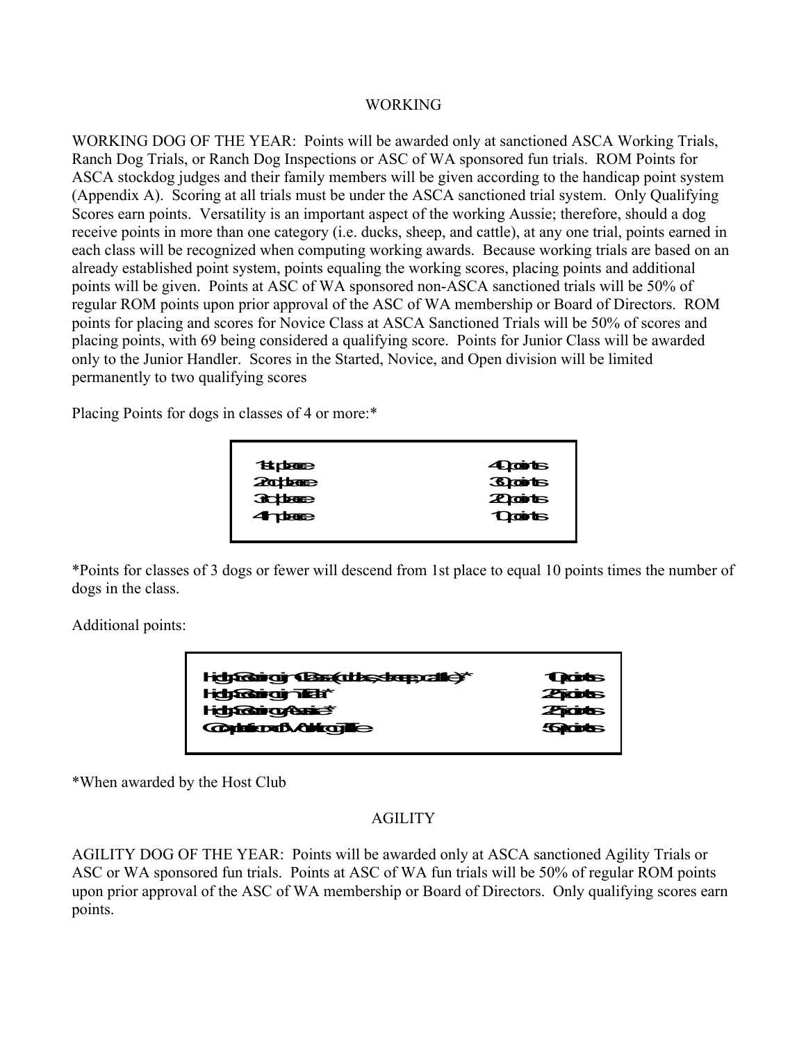## WORKING

WORKING DOG OF THE YEAR: Points will be awarded only at sanctioned ASCA Working Trials, Ranch Dog Trials, or Ranch Dog Inspections or ASC of WA sponsored fun trials. ROM Points for ASCA stockdog judges and their family members will be given according to the handicap point system (Appendix A). Scoring at all trials must be under the ASCA sanctioned trial system. Only Qualifying Scores earn points. Versatility is an important aspect of the working Aussie; therefore, should a dog receive points in more than one category (i.e. ducks, sheep, and cattle), at any one trial, points earned in each class will be recognized when computing working awards. Because working trials are based on an already established point system, points equaling the working scores, placing points and additional points will be given. Points at ASC of WA sponsored non-ASCA sanctioned trials will be 50% of regular ROM points upon prior approval of the ASC of WA membership or Board of Directors. ROM points for placing and scores for Novice Class at ASCA Sanctioned Trials will be 50% of scores and placing points, with 69 being considered a qualifying score. Points for Junior Class will be awarded only to the Junior Handler. Scores in the Started, Novice, and Open division will be limited permanently to two qualifying scores

Placing Points for dogs in classes of 4 or more:*

| Placing | Points |
|---|---|
| 1st place | 40 points |
| 2nd place | 30 points |
| 3rd place | 20 points |
| 4th place | 10 points |

*Points for classes of 3 dogs or fewer will descend from 1st place to equal 10 points times the number of dogs in the class.

Additional points:

| Award | Points |
|---|---|
| High Scoring in Class (ducks, sheep, cattle)* | 10 points |
| High Scoring in Trial* | 25 points |
| High Scoring Aussie* | 25 points |
| Completion of Working Title | 50 points |

*When awarded by the Host Club

## AGILITY

AGILITY DOG OF THE YEAR: Points will be awarded only at ASCA sanctioned Agility Trials or ASC or WA sponsored fun trials. Points at ASC of WA fun trials will be 50% of regular ROM points upon prior approval of the ASC of WA membership or Board of Directors. Only qualifying scores earn points.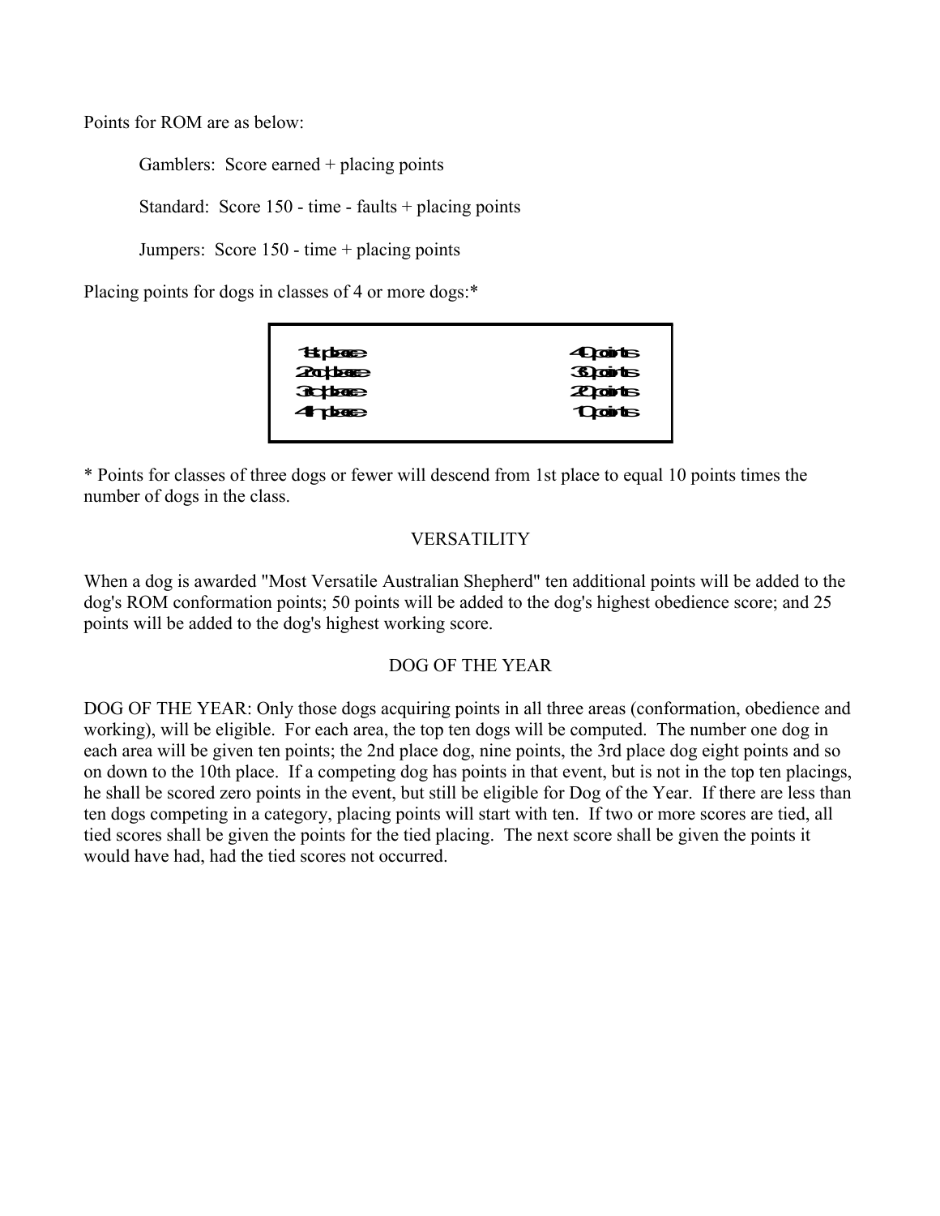Points for ROM are as below:

Gamblers: Score earned + placing points

Standard: Score 150 - time - faults + placing points

Jumpers: Score 150 - time + placing points

Placing points for dogs in classes of 4 or more dogs:*

| | |
|---|---|
| 1st place | 40 points |
| 2nd place | 30 points |
| 3rd place | 20 points |
| 4th place | 10 points |

* Points for classes of three dogs or fewer will descend from 1st place to equal 10 points times the number of dogs in the class.

## VERSATILITY

When a dog is awarded "Most Versatile Australian Shepherd" ten additional points will be added to the dog's ROM conformation points; 50 points will be added to the dog's highest obedience score; and 25 points will be added to the dog's highest working score.

## DOG OF THE YEAR

DOG OF THE YEAR: Only those dogs acquiring points in all three areas (conformation, obedience and working), will be eligible. For each area, the top ten dogs will be computed. The number one dog in each area will be given ten points; the 2nd place dog, nine points, the 3rd place dog eight points and so on down to the 10th place. If a competing dog has points in that event, but is not in the top ten placings, he shall be scored zero points in the event, but still be eligible for Dog of the Year. If there are less than ten dogs competing in a category, placing points will start with ten. If two or more scores are tied, all tied scores shall be given the points for the tied placing. The next score shall be given the points it would have had, had the tied scores not occurred.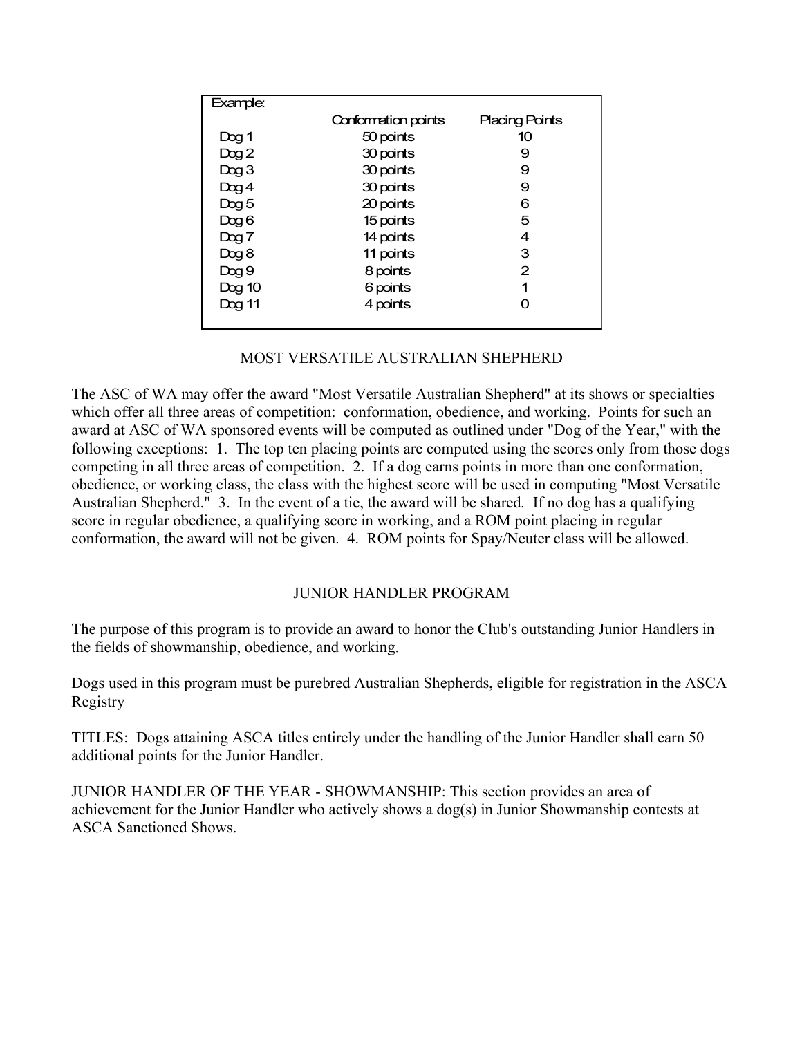Example:

| | Conformation points | Placing Points |
|---|---|---|
| Dog 1 | 50 points | 10 |
| Dog 2 | 30 points | 9 |
| Dog 3 | 30 points | 9 |
| Dog 4 | 30 points | 9 |
| Dog 5 | 20 points | 6 |
| Dog 6 | 15 points | 5 |
| Dog 7 | 14 points | 4 |
| Dog 8 | 11 points | 3 |
| Dog 9 | 8 points | 2 |
| Dog 10 | 6 points | 1 |
| Dog 11 | 4 points | 0 |

## MOST VERSATILE AUSTRALIAN SHEPHERD

The ASC of WA may offer the award "Most Versatile Australian Shepherd" at its shows or specialties which offer all three areas of competition: conformation, obedience, and working. Points for such an award at ASC of WA sponsored events will be computed as outlined under "Dog of the Year," with the following exceptions: 1. The top ten placing points are computed using the scores only from those dogs competing in all three areas of competition. 2. If a dog earns points in more than one conformation, obedience, or working class, the class with the highest score will be used in computing "Most Versatile Australian Shepherd." 3. In the event of a tie, the award will be shared. If no dog has a qualifying score in regular obedience, a qualifying score in working, and a ROM point placing in regular conformation, the award will not be given. 4. ROM points for Spay/Neuter class will be allowed.

## JUNIOR HANDLER PROGRAM

The purpose of this program is to provide an award to honor the Club's outstanding Junior Handlers in the fields of showmanship, obedience, and working.

Dogs used in this program must be purebred Australian Shepherds, eligible for registration in the ASCA Registry

TITLES: Dogs attaining ASCA titles entirely under the handling of the Junior Handler shall earn 50 additional points for the Junior Handler.

JUNIOR HANDLER OF THE YEAR - SHOWMANSHIP: This section provides an area of achievement for the Junior Handler who actively shows a dog(s) in Junior Showmanship contests at ASCA Sanctioned Shows.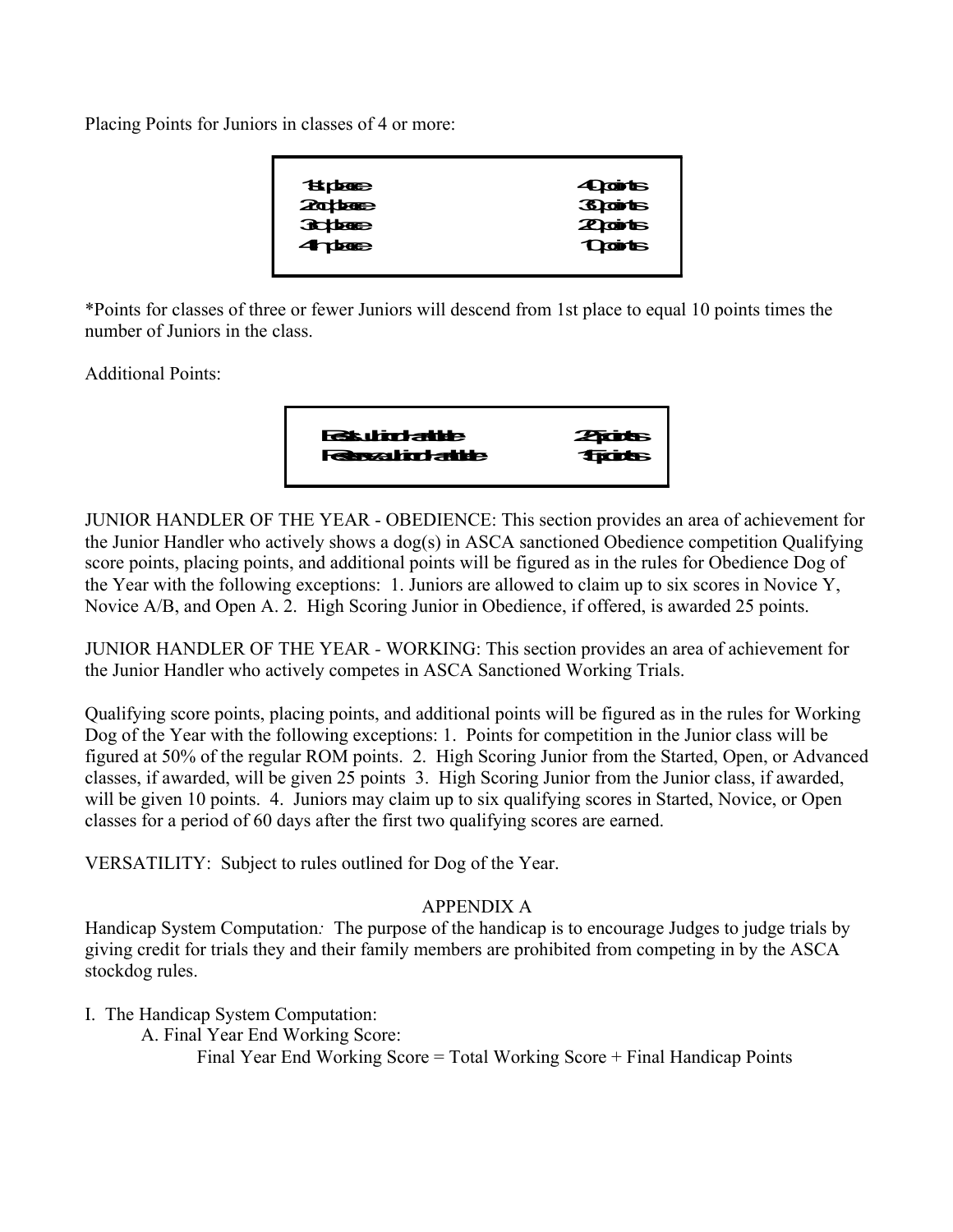Placing Points for Juniors in classes of 4 or more:

| | |
|---|---|
| 1st place | 40 points |
| 2nd place | 30 points |
| 3rd place | 20 points |
| 4th place | 10 points |

*Points for classes of three or fewer Juniors will descend from 1st place to equal 10 points times the number of Juniors in the class.

Additional Points:

| | |
|---|---|
| Best Junior Handler | 25 points |
| Reserve Junior Handler | 15 points |

JUNIOR HANDLER OF THE YEAR - OBEDIENCE: This section provides an area of achievement for the Junior Handler who actively shows a dog(s) in ASCA sanctioned Obedience competition Qualifying score points, placing points, and additional points will be figured as in the rules for Obedience Dog of the Year with the following exceptions: 1. Juniors are allowed to claim up to six scores in Novice Y, Novice A/B, and Open A. 2. High Scoring Junior in Obedience, if offered, is awarded 25 points.

JUNIOR HANDLER OF THE YEAR - WORKING: This section provides an area of achievement for the Junior Handler who actively competes in ASCA Sanctioned Working Trials.

Qualifying score points, placing points, and additional points will be figured as in the rules for Working Dog of the Year with the following exceptions: 1. Points for competition in the Junior class will be figured at 50% of the regular ROM points. 2. High Scoring Junior from the Started, Open, or Advanced classes, if awarded, will be given 25 points 3. High Scoring Junior from the Junior class, if awarded, will be given 10 points. 4. Juniors may claim up to six qualifying scores in Started, Novice, or Open classes for a period of 60 days after the first two qualifying scores are earned.

VERSATILITY: Subject to rules outlined for Dog of the Year.

## APPENDIX A

Handicap System Computation*:* The purpose of the handicap is to encourage Judges to judge trials by giving credit for trials they and their family members are prohibited from competing in by the ASCA stockdog rules.

I. The Handicap System Computation:

- A. Final Year End Working Score:

  Final Year End Working Score = Total Working Score + Final Handicap Points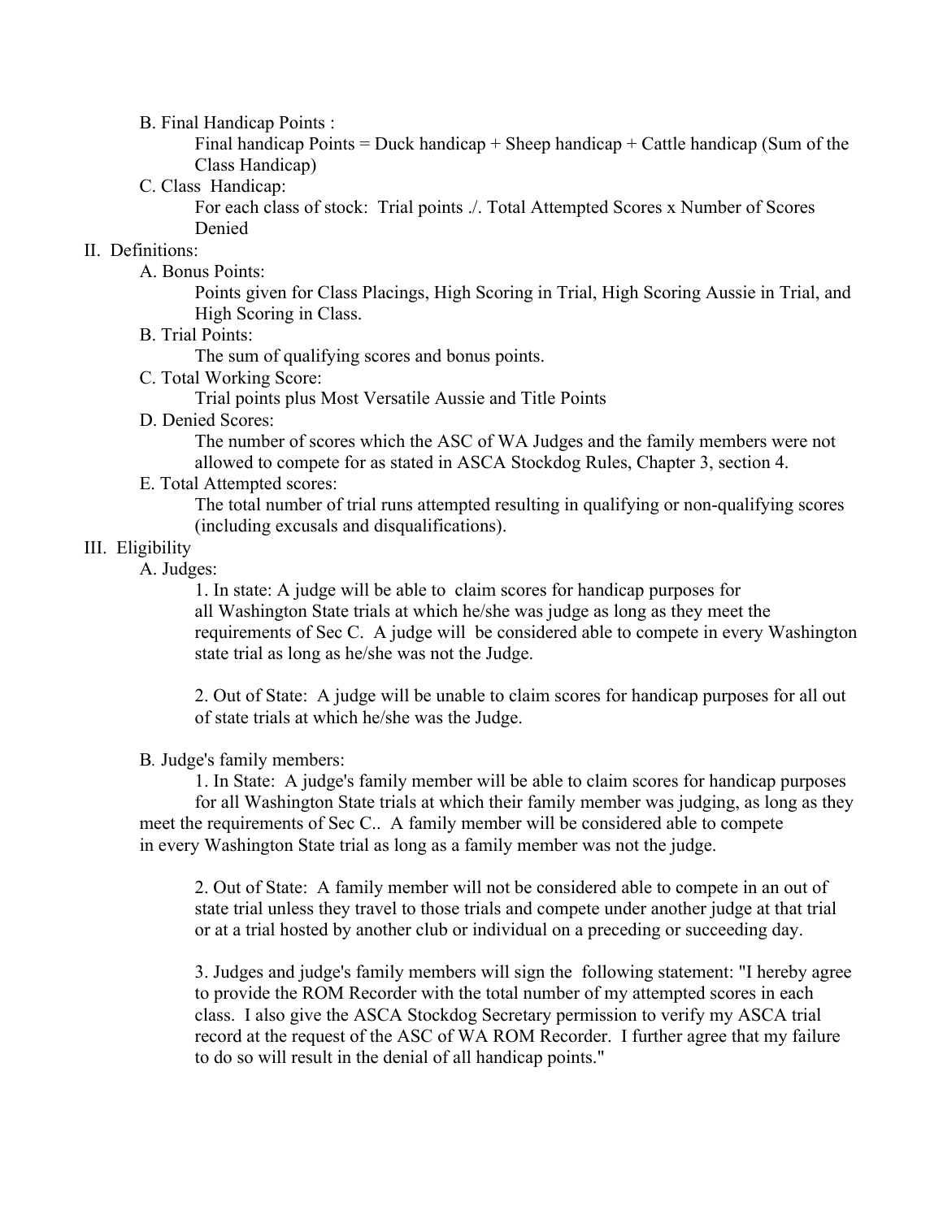B. Final Handicap Points :

Final handicap Points = Duck handicap + Sheep handicap + Cattle handicap (Sum of the Class Handicap)

C. Class Handicap:

For each class of stock: Trial points ./. Total Attempted Scores x Number of Scores Denied

II. Definitions:

A. Bonus Points:

Points given for Class Placings, High Scoring in Trial, High Scoring Aussie in Trial, and High Scoring in Class.

B. Trial Points:

The sum of qualifying scores and bonus points.

C. Total Working Score:

Trial points plus Most Versatile Aussie and Title Points

D. Denied Scores:

The number of scores which the ASC of WA Judges and the family members were not allowed to compete for as stated in ASCA Stockdog Rules, Chapter 3, section 4.

E. Total Attempted scores:

The total number of trial runs attempted resulting in qualifying or non-qualifying scores (including excusals and disqualifications).

III. Eligibility

A. Judges:

1. In state: A judge will be able to claim scores for handicap purposes for all Washington State trials at which he/she was judge as long as they meet the requirements of Sec C. A judge will be considered able to compete in every Washington state trial as long as he/she was not the Judge.

2. Out of State: A judge will be unable to claim scores for handicap purposes for all out of state trials at which he/she was the Judge.

B. Judge's family members:

1. In State: A judge's family member will be able to claim scores for handicap purposes for all Washington State trials at which their family member was judging, as long as they meet the requirements of Sec C.. A family member will be considered able to compete in every Washington State trial as long as a family member was not the judge.

2. Out of State: A family member will not be considered able to compete in an out of state trial unless they travel to those trials and compete under another judge at that trial or at a trial hosted by another club or individual on a preceding or succeeding day.

3. Judges and judge's family members will sign the following statement: "I hereby agree to provide the ROM Recorder with the total number of my attempted scores in each class. I also give the ASCA Stockdog Secretary permission to verify my ASCA trial record at the request of the ASC of WA ROM Recorder. I further agree that my failure to do so will result in the denial of all handicap points."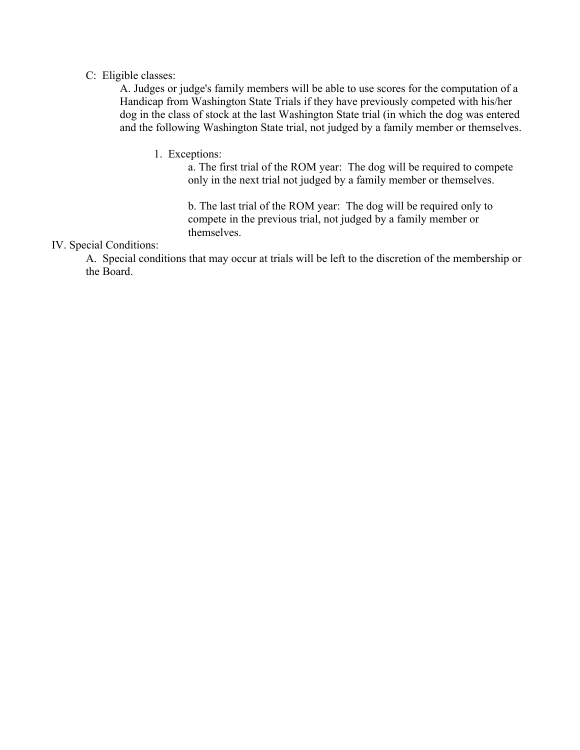C: Eligible classes:

A. Judges or judge's family members will be able to use scores for the computation of a Handicap from Washington State Trials if they have previously competed with his/her dog in the class of stock at the last Washington State trial (in which the dog was entered and the following Washington State trial, not judged by a family member or themselves.

1. Exceptions:

   a. The first trial of the ROM year: The dog will be required to compete only in the next trial not judged by a family member or themselves.

   b. The last trial of the ROM year: The dog will be required only to compete in the previous trial, not judged by a family member or themselves.

IV. Special Conditions:

A. Special conditions that may occur at trials will be left to the discretion of the membership or the Board.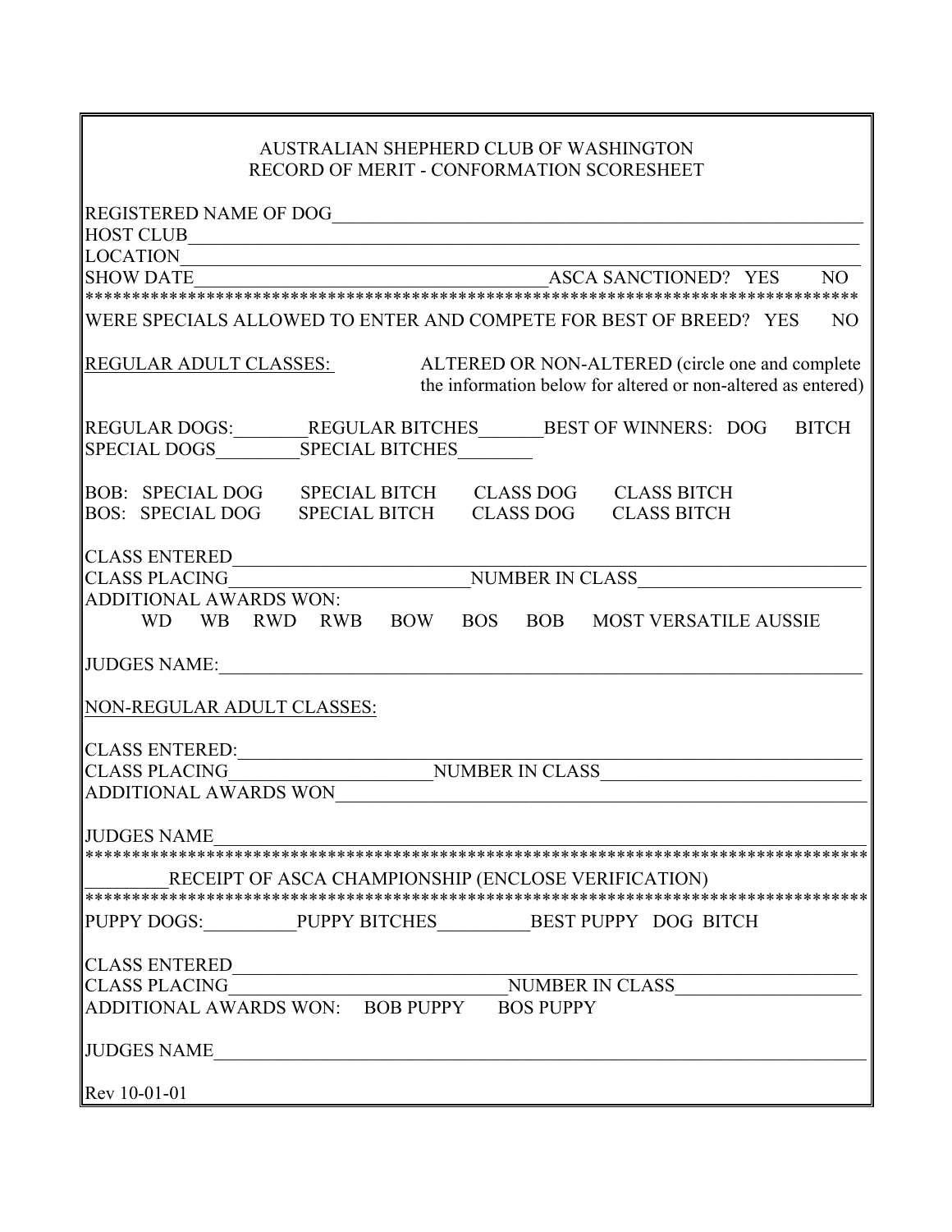AUSTRALIAN SHEPHERD CLUB OF WASHINGTON
RECORD OF MERIT - CONFORMATION SCORESHEET

REGISTERED NAME OF DOG\_\_\_\_\_\_\_\_\_\_\_\_\_\_\_\_\_\_\_\_\_\_\_\_\_\_\_\_\_\_\_\_\_\_\_\_\_\_\_\_\_\_\_\_\_\_\_\_\_\_\_\_\_\_
HOST CLUB\_\_\_\_\_\_\_\_\_\_\_\_\_\_\_\_\_\_\_\_\_\_\_\_\_\_\_\_\_\_\_\_\_\_\_\_\_\_\_\_\_\_\_\_\_\_\_\_\_\_\_\_\_\_\_\_\_\_\_\_\_\_\_\_
LOCATION\_\_\_\_\_\_\_\_\_\_\_\_\_\_\_\_\_\_\_\_\_\_\_\_\_\_\_\_\_\_\_\_\_\_\_\_\_\_\_\_\_\_\_\_\_\_\_\_\_\_\_\_\_\_\_\_\_\_\_\_\_\_\_\_\_
SHOW DATE\_\_\_\_\_\_\_\_\_\_\_\_\_\_\_\_\_\_\_\_\_\_\_\_\_\_\_\_\_\_\_\_\_\_\_\_\_\_ ASCA SANCTIONED? YES NO

*************************************************************************************

WERE SPECIALS ALLOWED TO ENTER AND COMPETE FOR BEST OF BREED? YES NO

REGULAR ADULT CLASSES: ALTERED OR NON-ALTERED (circle one and complete the information below for altered or non-altered as entered)

REGULAR DOGS:\_\_\_\_\_\_\_\_ REGULAR BITCHES\_\_\_\_\_\_\_ BEST OF WINNERS: DOG BITCH
SPECIAL DOGS\_\_\_\_\_\_\_\_\_ SPECIAL BITCHES\_\_\_\_\_\_\_\_

BOB: SPECIAL DOG SPECIAL BITCH CLASS DOG CLASS BITCH
BOS: SPECIAL DOG SPECIAL BITCH CLASS DOG CLASS BITCH

CLASS ENTERED\_\_\_\_\_\_\_\_\_\_\_\_\_\_\_\_\_\_\_\_\_\_\_\_\_\_\_\_\_\_\_\_\_\_\_\_\_\_\_\_\_\_\_\_\_\_\_\_\_\_\_\_\_\_\_\_\_\_\_\_\_\_\_\_
CLASS PLACING\_\_\_\_\_\_\_\_\_\_\_\_\_\_\_\_\_\_\_\_\_\_\_\_\_\_\_ NUMBER IN CLASS\_\_\_\_\_\_\_\_\_\_\_\_\_\_\_\_\_\_\_\_\_\_\_\_\_
ADDITIONAL AWARDS WON:
WD WB RWD RWB BOW BOS BOB MOST VERSATILE AUSSIE

JUDGES NAME:\_\_\_\_\_\_\_\_\_\_\_\_\_\_\_\_\_\_\_\_\_\_\_\_\_\_\_\_\_\_\_\_\_\_\_\_\_\_\_\_\_\_\_\_\_\_\_\_\_\_\_\_\_\_\_\_\_\_\_\_\_\_\_\_\_

NON-REGULAR ADULT CLASSES:

CLASS ENTERED:\_\_\_\_\_\_\_\_\_\_\_\_\_\_\_\_\_\_\_\_\_\_\_\_\_\_\_\_\_\_\_\_\_\_\_\_\_\_\_\_\_\_\_\_\_\_\_\_\_\_\_\_\_\_\_\_\_\_\_\_\_\_\_
CLASS PLACING\_\_\_\_\_\_\_\_\_\_\_\_\_\_\_\_\_\_\_\_\_\_\_ NUMBER IN CLASS\_\_\_\_\_\_\_\_\_\_\_\_\_\_\_\_\_\_\_\_\_\_\_\_\_\_\_\_\_
ADDITIONAL AWARDS WON\_\_\_\_\_\_\_\_\_\_\_\_\_\_\_\_\_\_\_\_\_\_\_\_\_\_\_\_\_\_\_\_\_\_\_\_\_\_\_\_\_\_\_\_\_\_\_\_\_\_\_\_\_\_\_\_\_

JUDGES NAME\_\_\_\_\_\_\_\_\_\_\_\_\_\_\_\_\_\_\_\_\_\_\_\_\_\_\_\_\_\_\_\_\_\_\_\_\_\_\_\_\_\_\_\_\_\_\_\_\_\_\_\_\_\_\_\_\_\_\_\_\_\_\_\_\_\_\_

*************************************************************************************

\_\_\_\_\_\_\_\_ RECEIPT OF ASCA CHAMPIONSHIP (ENCLOSE VERIFICATION)

*************************************************************************************

PUPPY DOGS:\_\_\_\_\_\_\_\_\_\_ PUPPY BITCHES\_\_\_\_\_\_\_\_\_\_ BEST PUPPY DOG BITCH

CLASS ENTERED\_\_\_\_\_\_\_\_\_\_\_\_\_\_\_\_\_\_\_\_\_\_\_\_\_\_\_\_\_\_\_\_\_\_\_\_\_\_\_\_\_\_\_\_\_\_\_\_\_\_\_\_\_\_\_\_\_\_\_\_\_\_\_\_\_
CLASS PLACING\_\_\_\_\_\_\_\_\_\_\_\_\_\_\_\_\_\_\_\_\_\_\_\_\_\_\_\_\_\_\_\_ NUMBER IN CLASS\_\_\_\_\_\_\_\_\_\_\_\_\_\_\_\_\_\_\_\_\_
ADDITIONAL AWARDS WON: BOB PUPPY BOS PUPPY

JUDGES NAME\_\_\_\_\_\_\_\_\_\_\_\_\_\_\_\_\_\_\_\_\_\_\_\_\_\_\_\_\_\_\_\_\_\_\_\_\_\_\_\_\_\_\_\_\_\_\_\_\_\_\_\_\_\_\_\_\_\_\_\_\_\_\_\_\_\_\_\_

Rev 10-01-01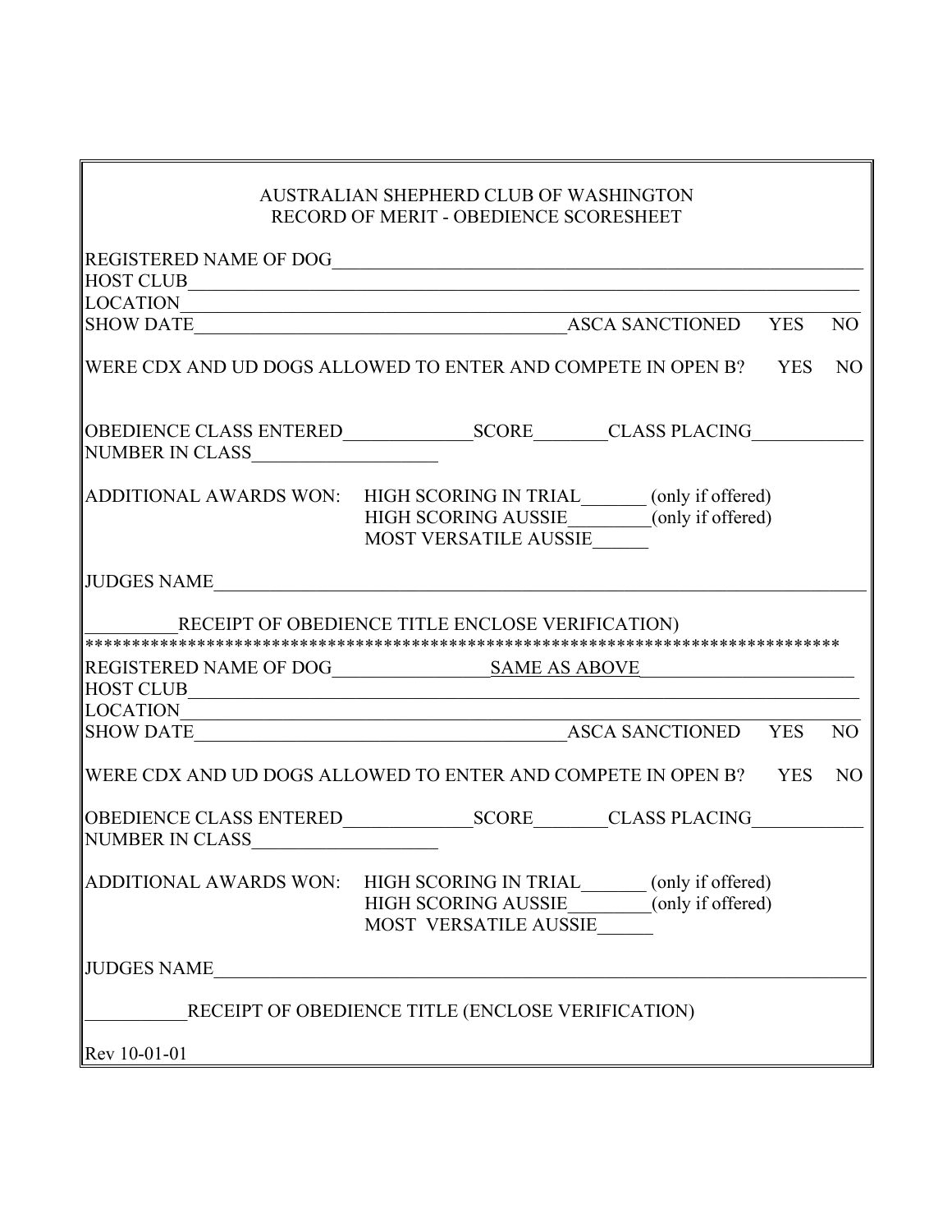AUSTRALIAN SHEPHERD CLUB OF WASHINGTON
RECORD OF MERIT - OBEDIENCE SCORESHEET

REGISTERED NAME OF DOG____________________________________________________________

HOST CLUB_________________________________________________________________________

LOCATION__________________________________________________________________________

SHOW DATE_________________________________________ ASCA SANCTIONED YES NO

WERE CDX AND UD DOGS ALLOWED TO ENTER AND COMPETE IN OPEN B? YES NO

OBEDIENCE CLASS ENTERED______________SCORE________CLASS PLACING___________

NUMBER IN CLASS____________________

ADDITIONAL AWARDS WON: HIGH SCORING IN TRIAL_______ (only if offered)
HIGH SCORING AUSSIE_________(only if offered)
MOST VERSATILE AUSSIE______

JUDGES NAME_______________________________________________________________________

_________RECEIPT OF OBEDIENCE TITLE ENCLOSE VERIFICATION)

*******************************************************************************

REGISTERED NAME OF DOG________________SAME AS ABOVE______________________

HOST CLUB_________________________________________________________________________

LOCATION__________________________________________________________________________

SHOW DATE_________________________________________ ASCA SANCTIONED YES NO

WERE CDX AND UD DOGS ALLOWED TO ENTER AND COMPETE IN OPEN B? YES NO

OBEDIENCE CLASS ENTERED______________SCORE________CLASS PLACING___________

NUMBER IN CLASS____________________

ADDITIONAL AWARDS WON: HIGH SCORING IN TRIAL_______ (only if offered)
HIGH SCORING AUSSIE_________(only if offered)
MOST VERSATILE AUSSIE______

JUDGES NAME_______________________________________________________________________

___________RECEIPT OF OBEDIENCE TITLE (ENCLOSE VERIFICATION)

Rev 10-01-01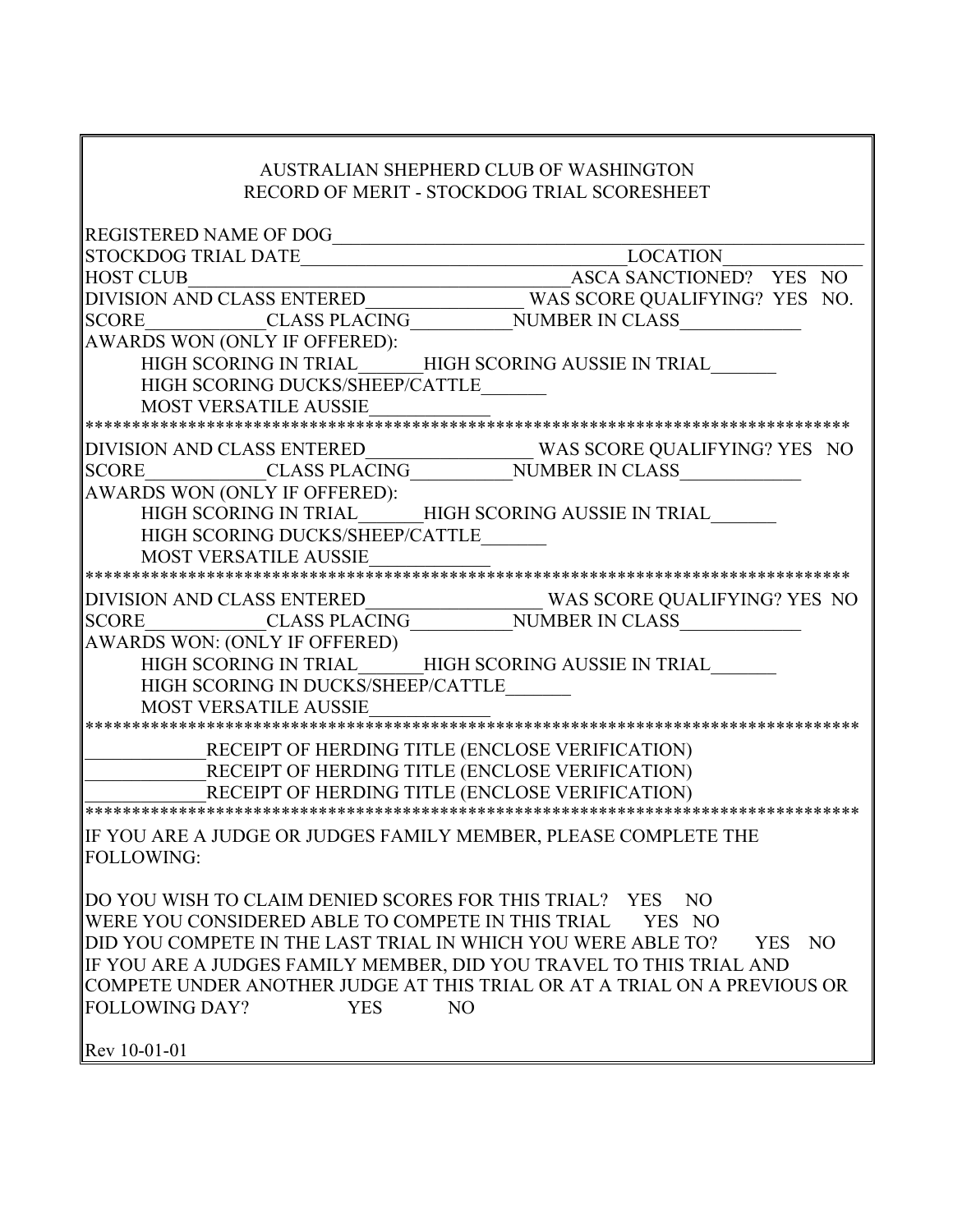AUSTRALIAN SHEPHERD CLUB OF WASHINGTON
RECORD OF MERIT - STOCKDOG TRIAL SCORESHEET

REGISTERED NAME OF DOG_______________________________________________

STOCKDOG TRIAL DATE_______________________________ LOCATION______________

HOST CLUB_______________________________________ ASCA SANCTIONED? YES NO

DIVISION AND CLASS ENTERED_______________ WAS SCORE QUALIFYING? YES NO.

SCORE___________ CLASS PLACING__________ NUMBER IN CLASS____________

AWARDS WON (ONLY IF OFFERED):

HIGH SCORING IN TRIAL______ HIGH SCORING AUSSIE IN TRIAL______

HIGH SCORING DUCKS/SHEEP/CATTLE______

MOST VERSATILE AUSSIE____________

*************************************************************************************

DIVISION AND CLASS ENTERED_______________ WAS SCORE QUALIFYING? YES NO

SCORE___________ CLASS PLACING__________ NUMBER IN CLASS____________

AWARDS WON (ONLY IF OFFERED):

HIGH SCORING IN TRIAL______ HIGH SCORING AUSSIE IN TRIAL______

HIGH SCORING DUCKS/SHEEP/CATTLE______

MOST VERSATILE AUSSIE____________

*************************************************************************************

DIVISION AND CLASS ENTERED_______________ WAS SCORE QUALIFYING? YES NO

SCORE___________ CLASS PLACING__________ NUMBER IN CLASS____________

AWARDS WON: (ONLY IF OFFERED)

HIGH SCORING IN TRIAL______ HIGH SCORING AUSSIE IN TRIAL______

HIGH SCORING IN DUCKS/SHEEP/CATTLE______

MOST VERSATILE AUSSIE____________

*************************************************************************************

____________RECEIPT OF HERDING TITLE (ENCLOSE VERIFICATION)

____________RECEIPT OF HERDING TITLE (ENCLOSE VERIFICATION)

____________RECEIPT OF HERDING TITLE (ENCLOSE VERIFICATION)

*************************************************************************************

IF YOU ARE A JUDGE OR JUDGES FAMILY MEMBER, PLEASE COMPLETE THE FOLLOWING:

DO YOU WISH TO CLAIM DENIED SCORES FOR THIS TRIAL? YES NO

WERE YOU CONSIDERED ABLE TO COMPETE IN THIS TRIAL YES NO

DID YOU COMPETE IN THE LAST TRIAL IN WHICH YOU WERE ABLE TO? YES NO

IF YOU ARE A JUDGES FAMILY MEMBER, DID YOU TRAVEL TO THIS TRIAL AND COMPETE UNDER ANOTHER JUDGE AT THIS TRIAL OR AT A TRIAL ON A PREVIOUS OR FOLLOWING DAY? YES NO

Rev 10-01-01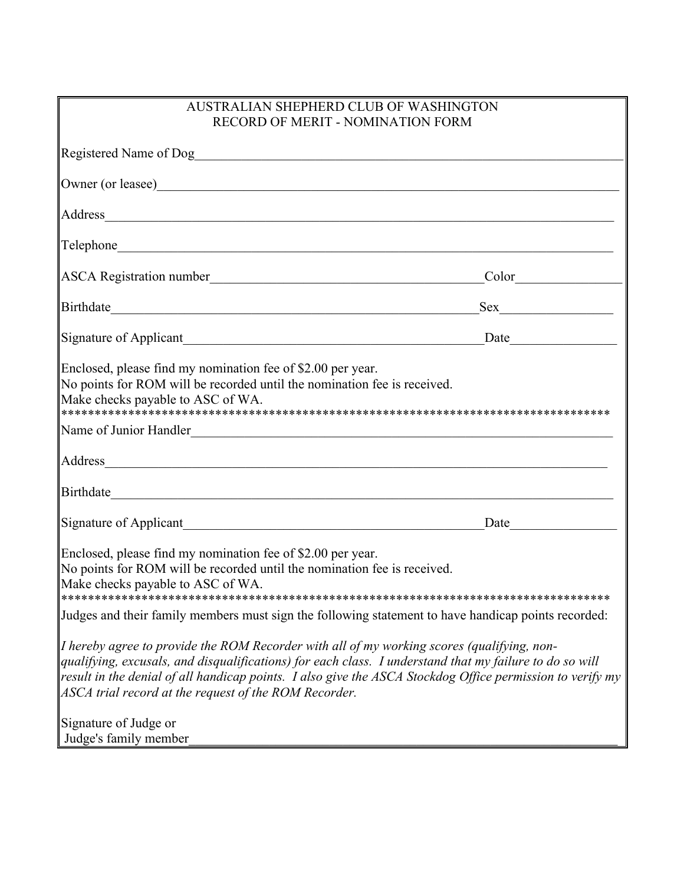# AUSTRALIAN SHEPHERD CLUB OF WASHINGTON
## RECORD OF MERIT - NOMINATION FORM

Registered Name of Dog_______________________________________________

Owner (or leasee)_______________________________________________

Address_______________________________________________

Telephone_______________________________________________

ASCA Registration number______________________________ Color______________

Birthdate______________________________ Sex______________

Signature of Applicant______________________________ Date______________

Enclosed, please find my nomination fee of $2.00 per year.
No points for ROM will be recorded until the nomination fee is received.
Make checks payable to ASC of WA.

**********************************************************************************

Name of Junior Handler_______________________________________________

Address_______________________________________________

Birthdate_______________________________________________

Signature of Applicant______________________________ Date______________

Enclosed, please find my nomination fee of $2.00 per year.
No points for ROM will be recorded until the nomination fee is received.
Make checks payable to ASC of WA.

**********************************************************************************

Judges and their family members must sign the following statement to have handicap points recorded:

*I hereby agree to provide the ROM Recorder with all of my working scores (qualifying, non-qualifying, excusals, and disqualifications) for each class. I understand that my failure to do so will result in the denial of all handicap points. I also give the ASCA Stockdog Office permission to verify my ASCA trial record at the request of the ROM Recorder.*

Signature of Judge or
Judge's family member_______________________________________________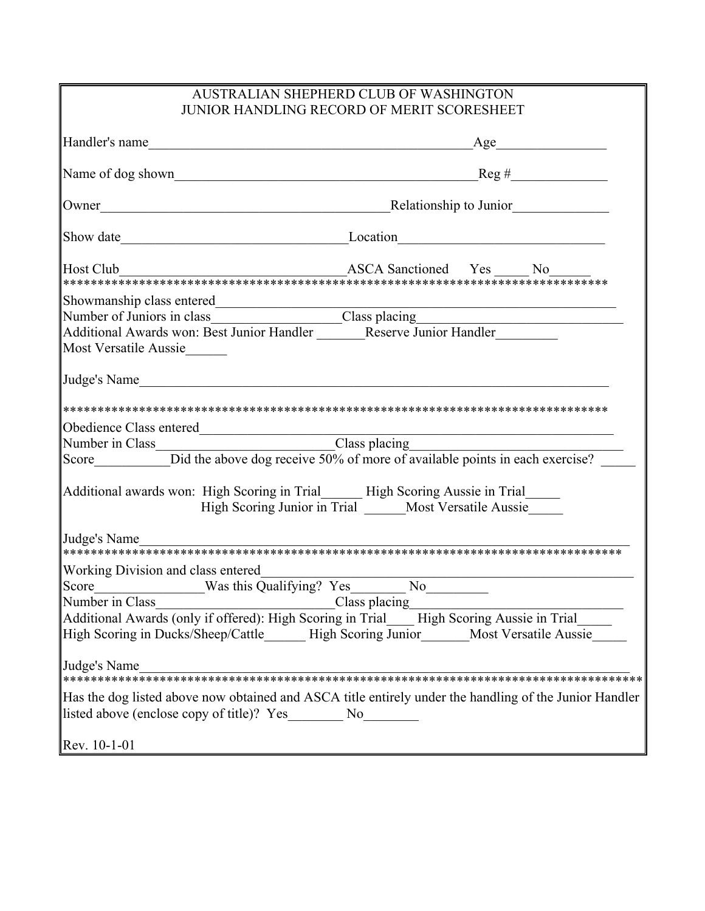# AUSTRALIAN SHEPHERD CLUB OF WASHINGTON
## JUNIOR HANDLING RECORD OF MERIT SCORESHEET

Handler's name_______________________________________________Age________________

Name of dog shown____________________________________________Reg #______________

Owner_________________________________________Relationship to Junior______________

Show date________________________________Location______________________________

Host Club________________________________ASCA Sanctioned Yes _____ No______

*********************************************************************************

Showmanship class entered______________________________________________________________

Number of Juniors in class__________________Class placing____________________________

Additional Awards won: Best Junior Handler _______Reserve Junior Handler_________

Most Versatile Aussie______

Judge's Name_________________________________________________________________________

*********************************************************************************

Obedience Class entered_______________________________________________________________

Number in Class________________________Class placing_____________________________

Score___________Did the above dog receive 50% of more of available points in each exercise? _____

Additional awards won: High Scoring in Trial______ High Scoring Aussie in Trial_____
High Scoring Junior in Trial ______Most Versatile Aussie_____

Judge's Name_________________________________________________________________________

*********************************************************************************

Working Division and class entered______________________________________________________

Score________________Was this Qualifying? Yes________ No_________

Number in Class__________________________Class placing_______________________________

Additional Awards (only if offered): High Scoring in Trial____ High Scoring Aussie in Trial_____

High Scoring in Ducks/Sheep/Cattle______ High Scoring Junior_______Most Versatile Aussie_____

Judge's Name_________________________________________________________________________

*********************************************************************************

Has the dog listed above now obtained and ASCA title entirely under the handling of the Junior Handler listed above (enclose copy of title)? Yes________ No________

Rev. 10-1-01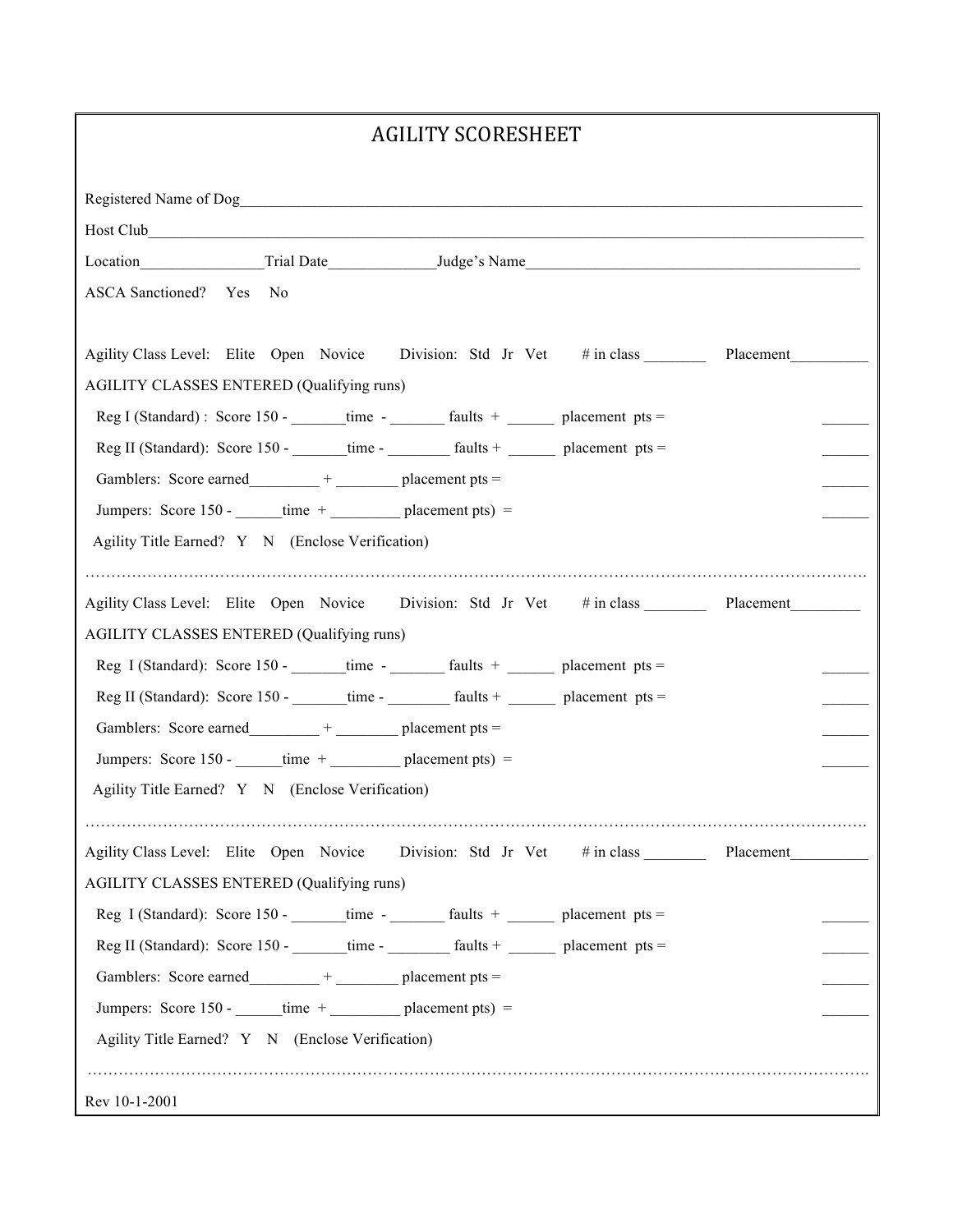# AGILITY SCORESHEET

Registered Name of Dog______________________________________________________________________________

Host Club__________________________________________________________________________________________

Location________________Trial Date_____________Judge's Name__________________________________________

ASCA Sanctioned? Yes No

Agility Class Level: Elite Open Novice Division: Std Jr Vet # in class ________ Placement__________

AGILITY CLASSES ENTERED (Qualifying runs)

Reg I (Standard) : Score 150 - _______time - _______ faults + ______ placement pts = ______

Reg II (Standard): Score 150 - _______time - ________ faults + ______ placement pts = ______

Gamblers: Score earned_________ + ________ placement pts = ______

Jumpers: Score 150 - ______time + _________ placement pts) = ______

Agility Title Earned? Y N (Enclose Verification)

……………………………………………………………………………………………………………………………

Agility Class Level: Elite Open Novice Division: Std Jr Vet # in class ________ Placement_________

AGILITY CLASSES ENTERED (Qualifying runs)

Reg I (Standard): Score 150 - _______time - _______ faults + ______ placement pts = ______

Reg II (Standard): Score 150 - _______time - ________ faults + ______ placement pts = ______

Gamblers: Score earned_________ + ________ placement pts = ______

Jumpers: Score 150 - ______time + _________ placement pts) = ______

Agility Title Earned? Y N (Enclose Verification)

……………………………………………………………………………………………………………………………

Agility Class Level: Elite Open Novice Division: Std Jr Vet # in class ________ Placement__________

AGILITY CLASSES ENTERED (Qualifying runs)

Reg I (Standard): Score 150 - _______time - _______ faults + ______ placement pts = ______

Reg II (Standard): Score 150 - _______time - ________ faults + ______ placement pts = ______

Gamblers: Score earned_________ + ________ placement pts = ______

Jumpers: Score 150 - ______time + _________ placement pts) = ______

Agility Title Earned? Y N (Enclose Verification)

……………………………………………………………………………………………………………………………

Rev 10-1-2001